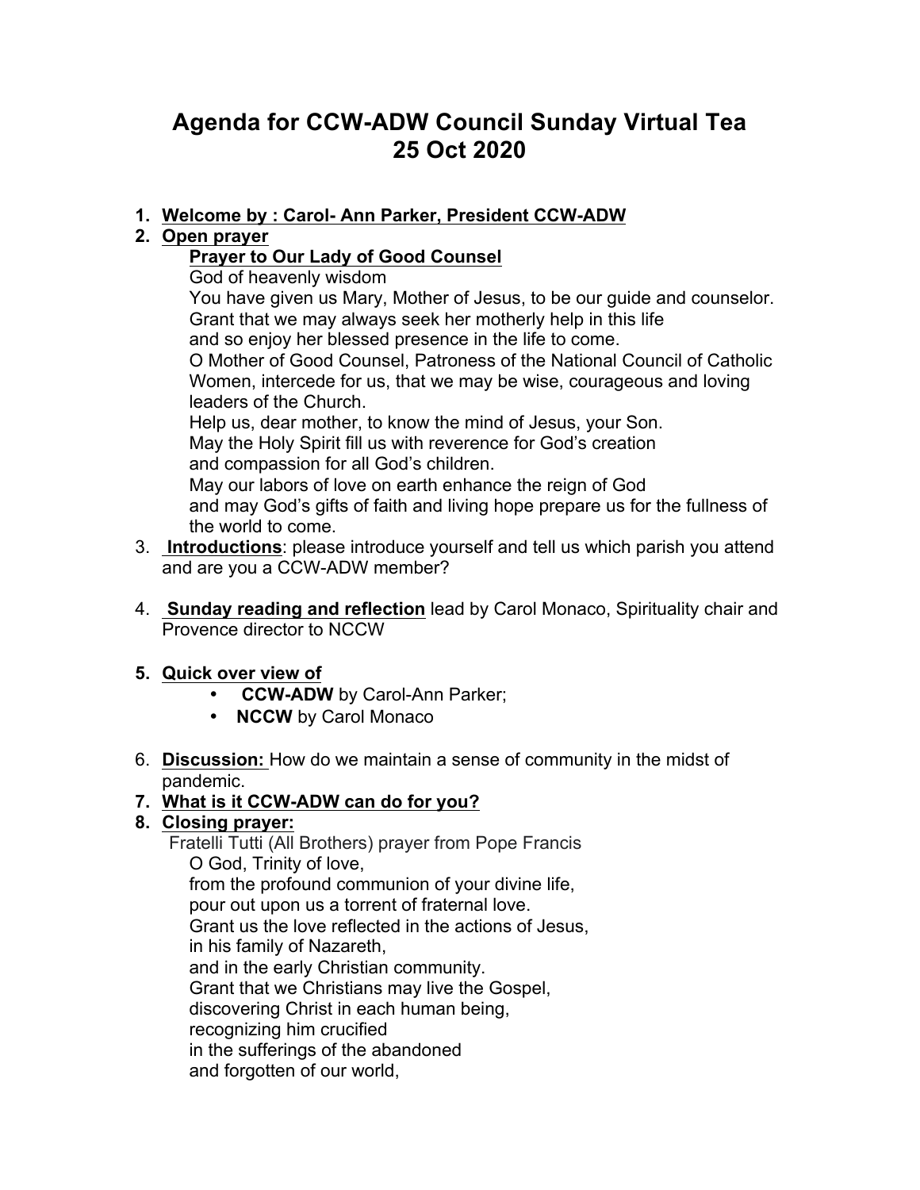# Agenda for CCW-ADW Council Sunday Virtual Tea
# 25 Oct 2020

1. **Welcome by : Carol- Ann Parker, President CCW-ADW**
2. **Open prayer**

   **Prayer to Our Lady of Good Counsel**

   God of heavenly wisdom
   You have given us Mary, Mother of Jesus, to be our guide and counselor.
   Grant that we may always seek her motherly help in this life
   and so enjoy her blessed presence in the life to come.
   O Mother of Good Counsel, Patroness of the National Council of Catholic Women, intercede for us, that we may be wise, courageous and loving leaders of the Church.
   Help us, dear mother, to know the mind of Jesus, your Son.
   May the Holy Spirit fill us with reverence for God's creation
   and compassion for all God's children.
   May our labors of love on earth enhance the reign of God
   and may God's gifts of faith and living hope prepare us for the fullness of the world to come.
3. **Introductions**: please introduce yourself and tell us which parish you attend and are you a CCW-ADW member?

4. **Sunday reading and reflection** lead by Carol Monaco, Spirituality chair and Provence director to NCCW

5. **Quick over view of**
   - **CCW-ADW** by Carol-Ann Parker;
   - **NCCW** by Carol Monaco

6. **Discussion:** How do we maintain a sense of community in the midst of pandemic.
7. **What is it CCW-ADW can do for you?**
8. **Closing prayer:**

   Fratelli Tutti (All Brothers) prayer from Pope Francis

   O God, Trinity of love,
   from the profound communion of your divine life,
   pour out upon us a torrent of fraternal love.
   Grant us the love reflected in the actions of Jesus,
   in his family of Nazareth,
   and in the early Christian community.
   Grant that we Christians may live the Gospel,
   discovering Christ in each human being,
   recognizing him crucified
   in the sufferings of the abandoned
   and forgotten of our world,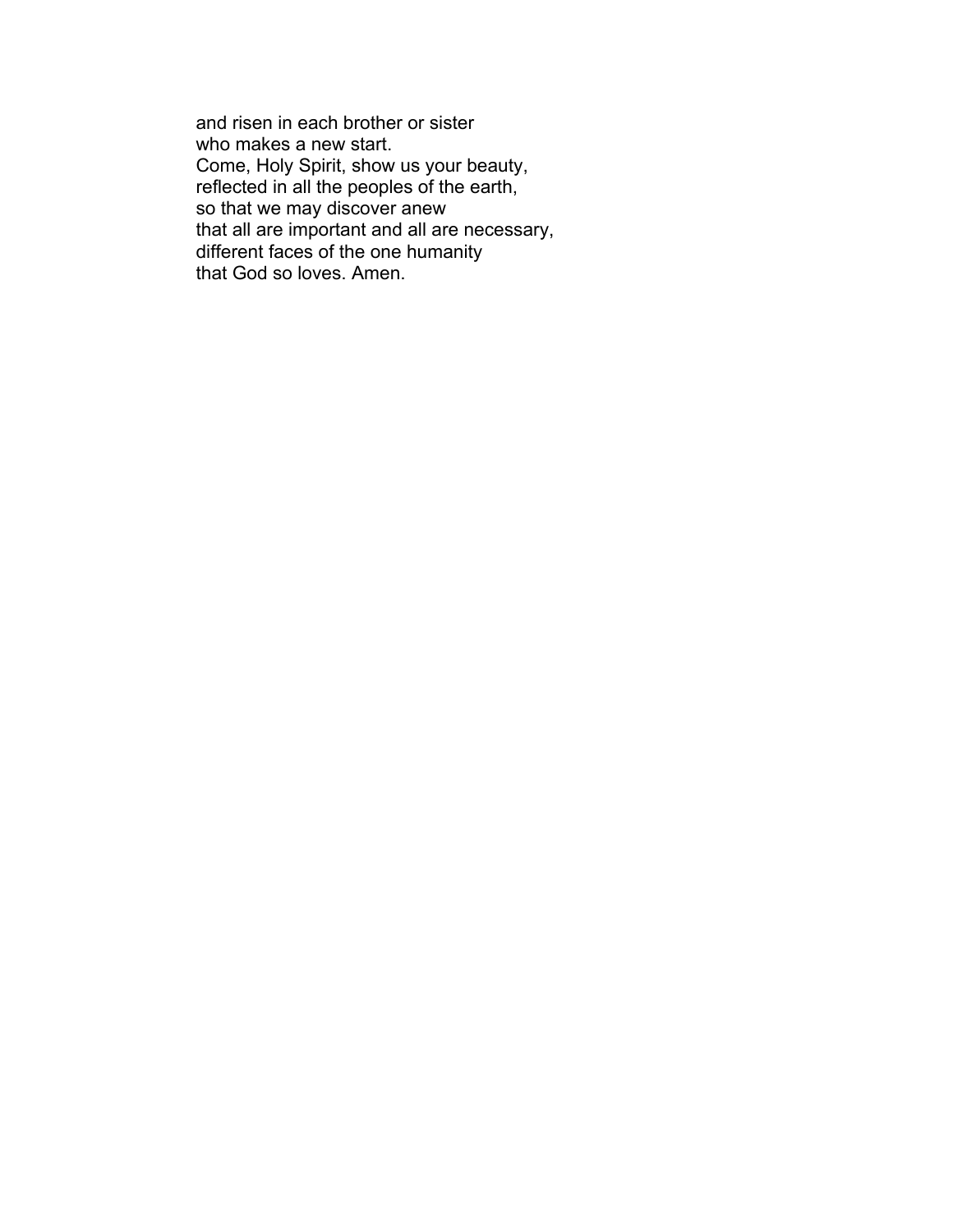and risen in each brother or sister
who makes a new start.
Come, Holy Spirit, show us your beauty,
reflected in all the peoples of the earth,
so that we may discover anew
that all are important and all are necessary,
different faces of the one humanity
that God so loves. Amen.